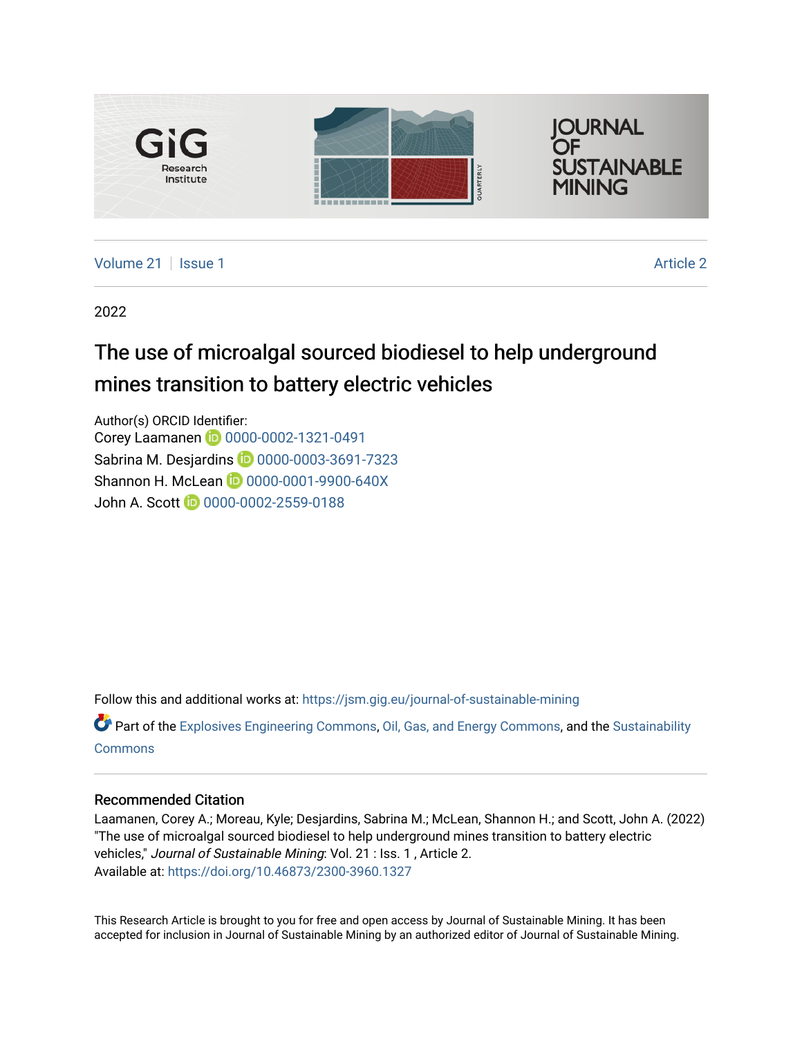GIG Research Institute

JOURNAL OF SUSTAINABLE MINING

Volume 21 | Issue 1 | Article 2

2022

# The use of microalgal sourced biodiesel to help underground mines transition to battery electric vehicles

Author(s) ORCID Identifier:
Corey Laamanen 0000-0002-1321-0491
Sabrina M. Desjardins 0000-0003-3691-7323
Shannon H. McLean 0000-0001-9900-640X
John A. Scott 0000-0002-2559-0188

Follow this and additional works at: https://jsm.gig.eu/journal-of-sustainable-mining

Part of the Explosives Engineering Commons, Oil, Gas, and Energy Commons, and the Sustainability Commons

## Recommended Citation

Laamanen, Corey A.; Moreau, Kyle; Desjardins, Sabrina M.; McLean, Shannon H.; and Scott, John A. (2022) "The use of microalgal sourced biodiesel to help underground mines transition to battery electric vehicles," *Journal of Sustainable Mining*: Vol. 21 : Iss. 1 , Article 2.
Available at: https://doi.org/10.46873/2300-3960.1327

This Research Article is brought to you for free and open access by Journal of Sustainable Mining. It has been accepted for inclusion in Journal of Sustainable Mining by an authorized editor of Journal of Sustainable Mining.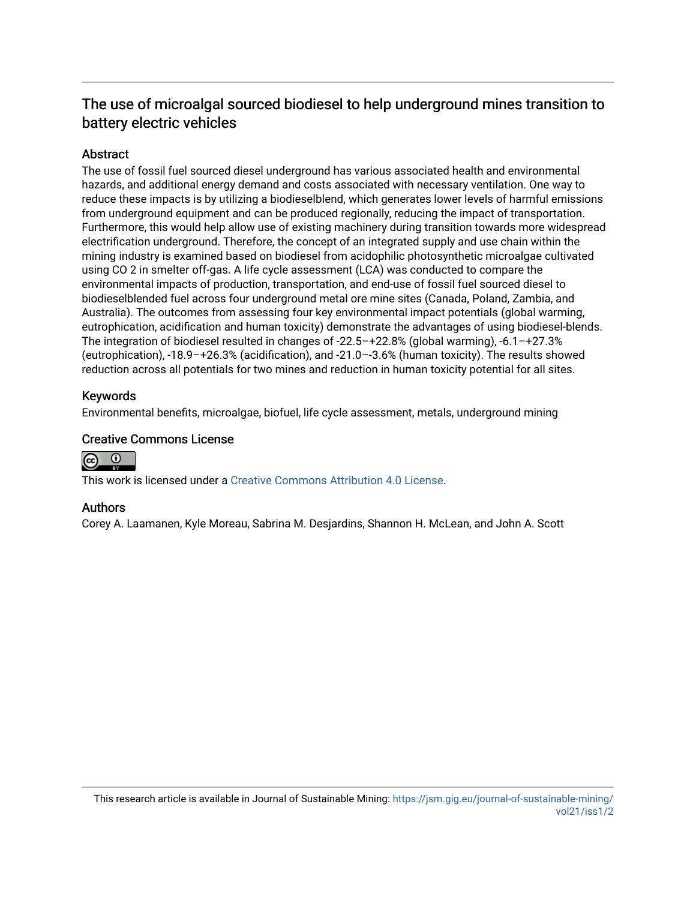# The use of microalgal sourced biodiesel to help underground mines transition to battery electric vehicles

## Abstract

The use of fossil fuel sourced diesel underground has various associated health and environmental hazards, and additional energy demand and costs associated with necessary ventilation. One way to reduce these impacts is by utilizing a biodieselblend, which generates lower levels of harmful emissions from underground equipment and can be produced regionally, reducing the impact of transportation. Furthermore, this would help allow use of existing machinery during transition towards more widespread electrification underground. Therefore, the concept of an integrated supply and use chain within the mining industry is examined based on biodiesel from acidophilic photosynthetic microalgae cultivated using CO 2 in smelter off-gas. A life cycle assessment (LCA) was conducted to compare the environmental impacts of production, transportation, and end-use of fossil fuel sourced diesel to biodieselblended fuel across four underground metal ore mine sites (Canada, Poland, Zambia, and Australia). The outcomes from assessing four key environmental impact potentials (global warming, eutrophication, acidification and human toxicity) demonstrate the advantages of using biodiesel-blends. The integration of biodiesel resulted in changes of -22.5–+22.8% (global warming), -6.1–+27.3% (eutrophication), -18.9–+26.3% (acidification), and -21.0–-3.6% (human toxicity). The results showed reduction across all potentials for two mines and reduction in human toxicity potential for all sites.

## Keywords

Environmental benefits, microalgae, biofuel, life cycle assessment, metals, underground mining

## Creative Commons License

This work is licensed under a Creative Commons Attribution 4.0 License.

## Authors

Corey A. Laamanen, Kyle Moreau, Sabrina M. Desjardins, Shannon H. McLean, and John A. Scott

This research article is available in Journal of Sustainable Mining: https://jsm.gig.eu/journal-of-sustainable-mining/vol21/iss1/2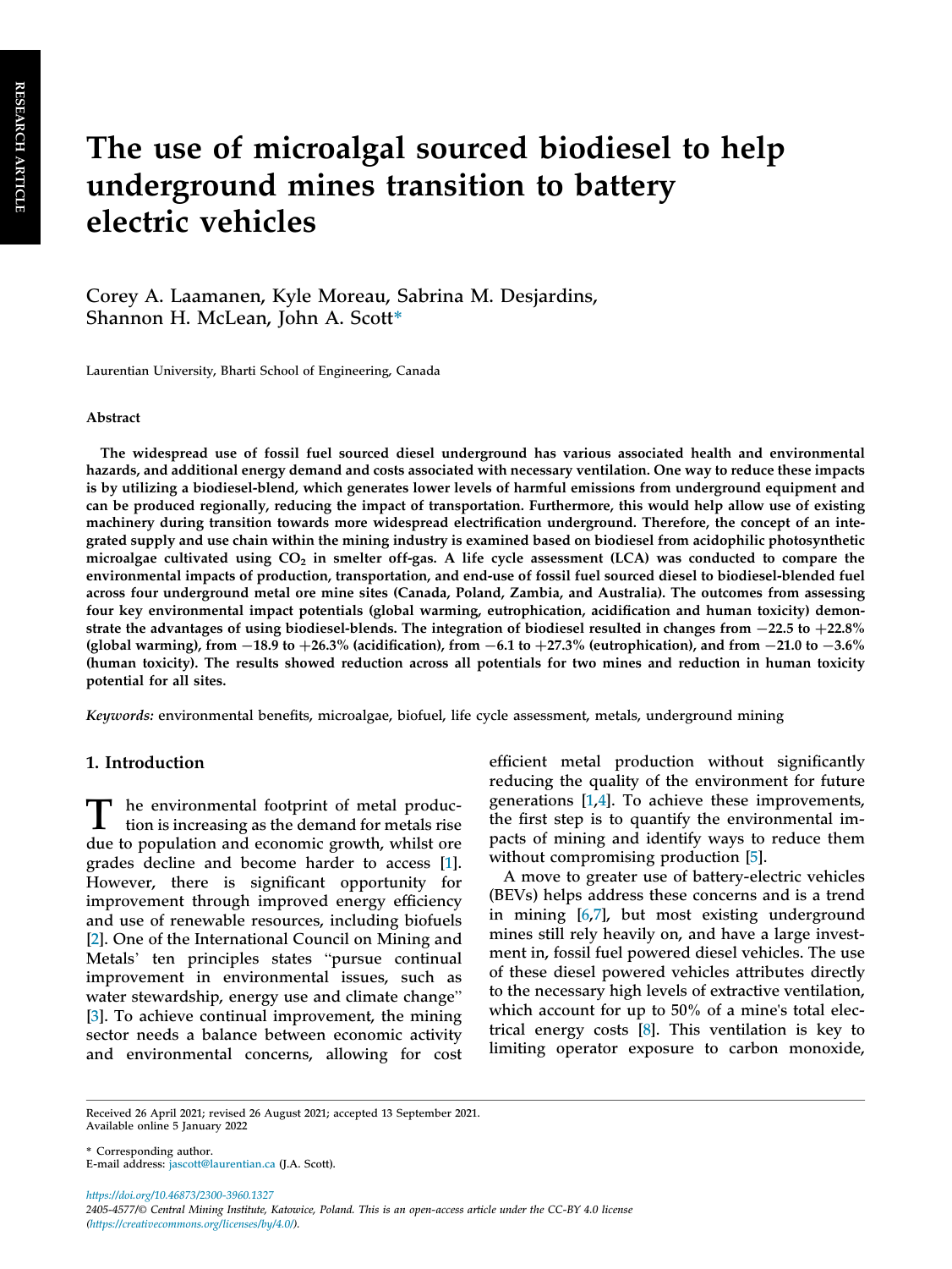# The use of microalgal sourced biodiesel to help underground mines transition to battery electric vehicles

Corey A. Laamanen, Kyle Moreau, Sabrina M. Desjardins, Shannon H. McLean, John A. Scott*

Laurentian University, Bharti School of Engineering, Canada

### Abstract

**The widespread use of fossil fuel sourced diesel underground has various associated health and environmental hazards, and additional energy demand and costs associated with necessary ventilation. One way to reduce these impacts is by utilizing a biodiesel-blend, which generates lower levels of harmful emissions from underground equipment and can be produced regionally, reducing the impact of transportation. Furthermore, this would help allow use of existing machinery during transition towards more widespread electrification underground. Therefore, the concept of an integrated supply and use chain within the mining industry is examined based on biodiesel from acidophilic photosynthetic microalgae cultivated using $CO_2$ in smelter off-gas. A life cycle assessment (LCA) was conducted to compare the environmental impacts of production, transportation, and end-use of fossil fuel sourced diesel to biodiesel-blended fuel across four underground metal ore mine sites (Canada, Poland, Zambia, and Australia). The outcomes from assessing four key environmental impact potentials (global warming, eutrophication, acidification and human toxicity) demonstrate the advantages of using biodiesel-blends. The integration of biodiesel resulted in changes from −22.5 to +22.8% (global warming), from −18.9 to +26.3% (acidification), from −6.1 to +27.3% (eutrophication), and from −21.0 to −3.6% (human toxicity). The results showed reduction across all potentials for two mines and reduction in human toxicity potential for all sites.**

*Keywords:* environmental benefits, microalgae, biofuel, life cycle assessment, metals, underground mining

## 1. Introduction

The environmental footprint of metal production is increasing as the demand for metals rise due to population and economic growth, whilst ore grades decline and become harder to access [1]. However, there is significant opportunity for improvement through improved energy efficiency and use of renewable resources, including biofuels [2]. One of the International Council on Mining and Metals' ten principles states "pursue continual improvement in environmental issues, such as water stewardship, energy use and climate change" [3]. To achieve continual improvement, the mining sector needs a balance between economic activity and environmental concerns, allowing for cost efficient metal production without significantly reducing the quality of the environment for future generations [1,4]. To achieve these improvements, the first step is to quantify the environmental impacts of mining and identify ways to reduce them without compromising production [5].

A move to greater use of battery-electric vehicles (BEVs) helps address these concerns and is a trend in mining [6,7], but most existing underground mines still rely heavily on, and have a large investment in, fossil fuel powered diesel vehicles. The use of these diesel powered vehicles attributes directly to the necessary high levels of extractive ventilation, which account for up to 50% of a mine's total electrical energy costs [8]. This ventilation is key to limiting operator exposure to carbon monoxide,

Received 26 April 2021; revised 26 August 2021; accepted 13 September 2021.
Available online 5 January 2022

* Corresponding author.
E-mail address: jascott@laurentian.ca (J.A. Scott).

https://doi.org/10.46873/2300-3960.1327
2405-4577/© Central Mining Institute, Katowice, Poland. This is an open-access article under the CC-BY 4.0 license (https://creativecommons.org/licenses/by/4.0/).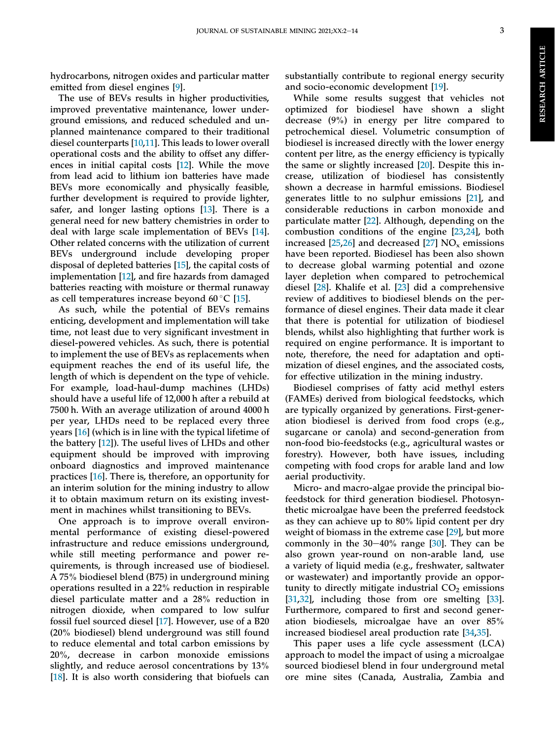hydrocarbons, nitrogen oxides and particular matter emitted from diesel engines [9].

The use of BEVs results in higher productivities, improved preventative maintenance, lower underground emissions, and reduced scheduled and unplanned maintenance compared to their traditional diesel counterparts [10,11]. This leads to lower overall operational costs and the ability to offset any differences in initial capital costs [12]. While the move from lead acid to lithium ion batteries have made BEVs more economically and physically feasible, further development is required to provide lighter, safer, and longer lasting options [13]. There is a general need for new battery chemistries in order to deal with large scale implementation of BEVs [14]. Other related concerns with the utilization of current BEVs underground include developing proper disposal of depleted batteries [15], the capital costs of implementation [12], and fire hazards from damaged batteries reacting with moisture or thermal runaway as cell temperatures increase beyond 60 °C [15].

As such, while the potential of BEVs remains enticing, development and implementation will take time, not least due to very significant investment in diesel-powered vehicles. As such, there is potential to implement the use of BEVs as replacements when equipment reaches the end of its useful life, the length of which is dependent on the type of vehicle. For example, load-haul-dump machines (LHDs) should have a useful life of 12,000 h after a rebuild at 7500 h. With an average utilization of around 4000 h per year, LHDs need to be replaced every three years [16] (which is in line with the typical lifetime of the battery [12]). The useful lives of LHDs and other equipment should be improved with improving onboard diagnostics and improved maintenance practices [16]. There is, therefore, an opportunity for an interim solution for the mining industry to allow it to obtain maximum return on its existing investment in machines whilst transitioning to BEVs.

One approach is to improve overall environmental performance of existing diesel-powered infrastructure and reduce emissions underground, while still meeting performance and power requirements, is through increased use of biodiesel. A 75% biodiesel blend (B75) in underground mining operations resulted in a 22% reduction in respirable diesel particulate matter and a 28% reduction in nitrogen dioxide, when compared to low sulfur fossil fuel sourced diesel [17]. However, use of a B20 (20% biodiesel) blend underground was still found to reduce elemental and total carbon emissions by 20%, decrease in carbon monoxide emissions slightly, and reduce aerosol concentrations by 13% [18]. It is also worth considering that biofuels can substantially contribute to regional energy security and socio-economic development [19].

While some results suggest that vehicles not optimized for biodiesel have shown a slight decrease (9%) in energy per litre compared to petrochemical diesel. Volumetric consumption of biodiesel is increased directly with the lower energy content per litre, as the energy efficiency is typically the same or slightly increased [20]. Despite this increase, utilization of biodiesel has consistently shown a decrease in harmful emissions. Biodiesel generates little to no sulphur emissions [21], and considerable reductions in carbon monoxide and particulate matter [22]. Although, depending on the combustion conditions of the engine [23,24], both increased [25,26] and decreased [27] $NO_x$ emissions have been reported. Biodiesel has been also shown to decrease global warming potential and ozone layer depletion when compared to petrochemical diesel [28]. Khalife et al. [23] did a comprehensive review of additives to biodiesel blends on the performance of diesel engines. Their data made it clear that there is potential for utilization of biodiesel blends, whilst also highlighting that further work is required on engine performance. It is important to note, therefore, the need for adaptation and optimization of diesel engines, and the associated costs, for effective utilization in the mining industry.

Biodiesel comprises of fatty acid methyl esters (FAMEs) derived from biological feedstocks, which are typically organized by generations. First-generation biodiesel is derived from food crops (e.g., sugarcane or canola) and second-generation from non-food bio-feedstocks (e.g., agricultural wastes or forestry). However, both have issues, including competing with food crops for arable land and low aerial productivity.

Micro- and macro-algae provide the principal bio-feedstock for third generation biodiesel. Photosynthetic microalgae have been the preferred feedstock as they can achieve up to 80% lipid content per dry weight of biomass in the extreme case [29], but more commonly in the 30–40% range [30]. They can be also grown year-round on non-arable land, use a variety of liquid media (e.g., freshwater, saltwater or wastewater) and importantly provide an opportunity to directly mitigate industrial $CO_2$ emissions [31,32], including those from ore smelting [33]. Furthermore, compared to first and second generation biodiesels, microalgae have an over 85% increased biodiesel areal production rate [34,35].

This paper uses a life cycle assessment (LCA) approach to model the impact of using a microalgae sourced biodiesel blend in four underground metal ore mine sites (Canada, Australia, Zambia and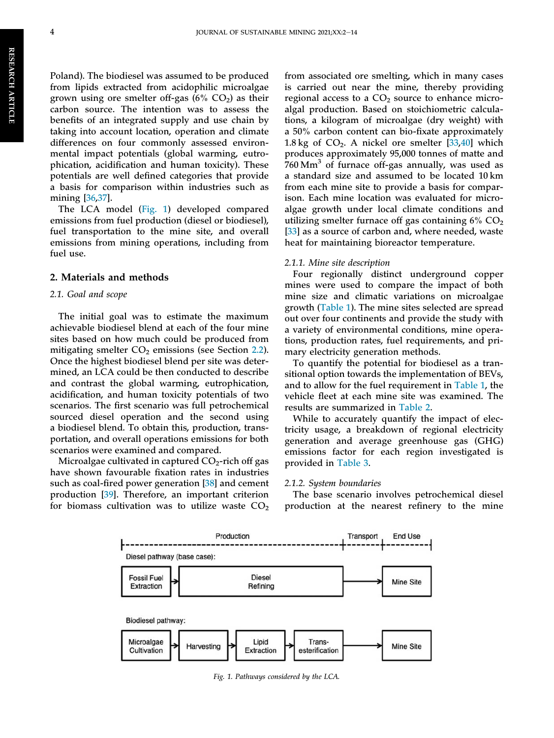Poland). The biodiesel was assumed to be produced from lipids extracted from acidophilic microalgae grown using ore smelter off-gas (6% $CO_2$) as their carbon source. The intention was to assess the benefits of an integrated supply and use chain by taking into account location, operation and climate differences on four commonly assessed environmental impact potentials (global warming, eutrophication, acidification and human toxicity). These potentials are well defined categories that provide a basis for comparison within industries such as mining [36,37].

The LCA model (Fig. 1) developed compared emissions from fuel production (diesel or biodiesel), fuel transportation to the mine site, and overall emissions from mining operations, including from fuel use.

## 2. Materials and methods

### 2.1. Goal and scope

The initial goal was to estimate the maximum achievable biodiesel blend at each of the four mine sites based on how much could be produced from mitigating smelter $CO_2$ emissions (see Section 2.2). Once the highest biodiesel blend per site was determined, an LCA could be then conducted to describe and contrast the global warming, eutrophication, acidification, and human toxicity potentials of two scenarios. The first scenario was full petrochemical sourced diesel operation and the second using a biodiesel blend. To obtain this, production, transportation, and overall operations emissions for both scenarios were examined and compared.

Microalgae cultivated in captured $CO_2$-rich off gas have shown favourable fixation rates in industries such as coal-fired power generation [38] and cement production [39]. Therefore, an important criterion for biomass cultivation was to utilize waste $CO_2$ from associated ore smelting, which in many cases is carried out near the mine, thereby providing regional access to a $CO_2$ source to enhance microalgal production. Based on stoichiometric calculations, a kilogram of microalgae (dry weight) with a 50% carbon content can bio-fixate approximately 1.8 kg of $CO_2$. A nickel ore smelter [33,40] which produces approximately 95,000 tonnes of matte and 760 $Mm^3$ of furnace off-gas annually, was used as a standard size and assumed to be located 10 km from each mine site to provide a basis for comparison. Each mine location was evaluated for microalgae growth under local climate conditions and utilizing smelter furnace off gas containing 6% $CO_2$ [33] as a source of carbon and, where needed, waste heat for maintaining bioreactor temperature.

#### 2.1.1. Mine site description

Four regionally distinct underground copper mines were used to compare the impact of both mine size and climatic variations on microalgae growth (Table 1). The mine sites selected are spread out over four continents and provide the study with a variety of environmental conditions, mine operations, production rates, fuel requirements, and primary electricity generation methods.

To quantify the potential for biodiesel as a transitional option towards the implementation of BEVs, and to allow for the fuel requirement in Table 1, the vehicle fleet at each mine site was examined. The results are summarized in Table 2.

While to accurately quantify the impact of electricity usage, a breakdown of regional electricity generation and average greenhouse gas (GHG) emissions factor for each region investigated is provided in Table 3.

#### 2.1.2. System boundaries

The base scenario involves petrochemical diesel production at the nearest refinery to the mine

Production
Transport
End Use
Diesel pathway (base case):
Fossil Fuel Extraction
Diesel Refining
Mine Site
Biodiesel pathway:
Microalgae Cultivation
Harvesting
Lipid Extraction
Trans-esterification
Mine Site

*Fig. 1. Pathways considered by the LCA.*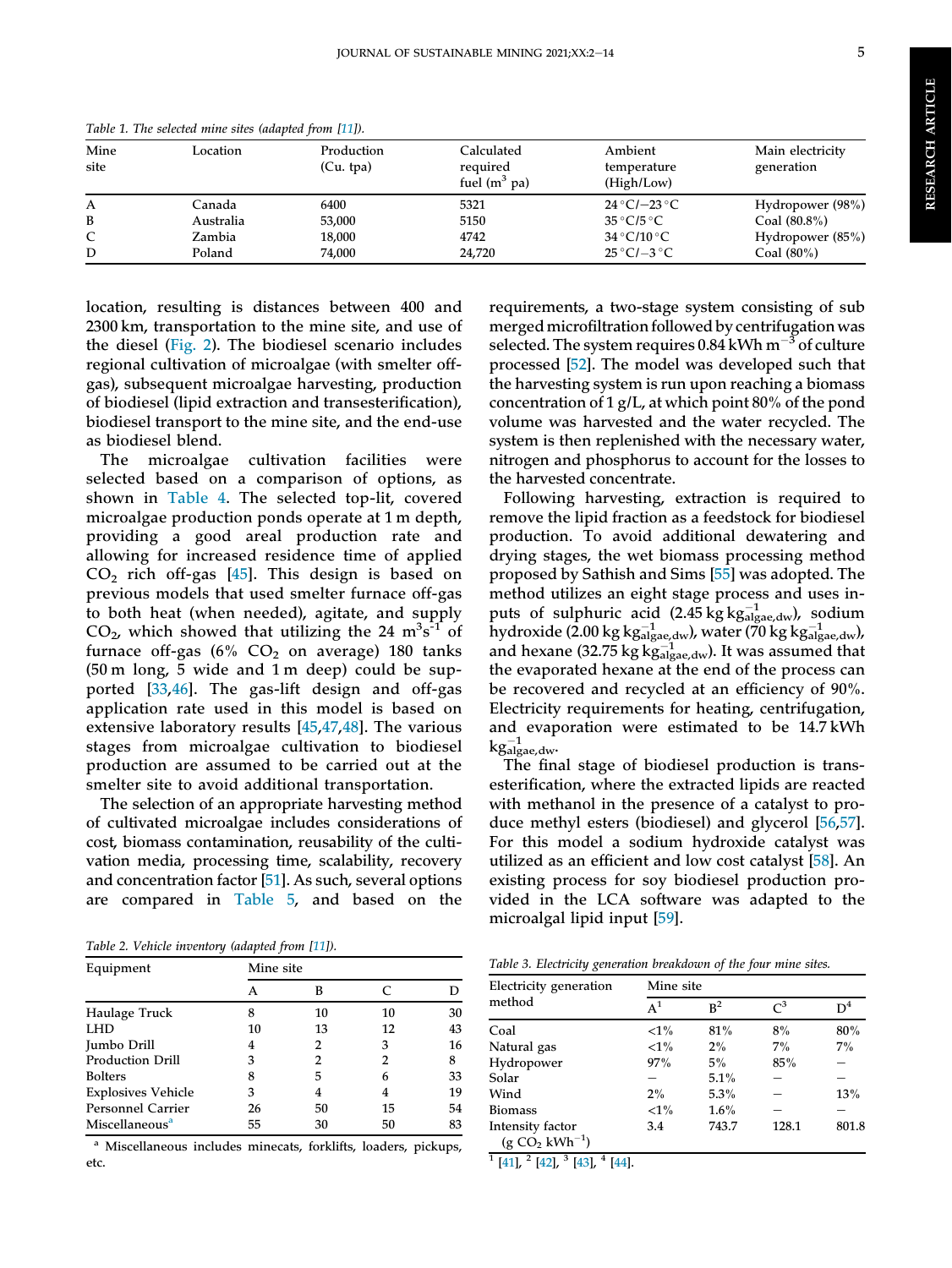Table 1. The selected mine sites (adapted from [11]).

| Mine site | Location | Production (Cu. tpa) | Calculated required fuel ($m^3$ pa) | Ambient temperature (High/Low) | Main electricity generation |
|---|---|---|---|---|---|
| A | Canada | 6400 | 5321 | 24 °C/−23 °C | Hydropower (98%) |
| B | Australia | 53,000 | 5150 | 35 °C/5 °C | Coal (80.8%) |
| C | Zambia | 18,000 | 4742 | 34 °C/10 °C | Hydropower (85%) |
| D | Poland | 74,000 | 24,720 | 25 °C/−3 °C | Coal (80%) |

location, resulting is distances between 400 and 2300 km, transportation to the mine site, and use of the diesel (Fig. 2). The biodiesel scenario includes regional cultivation of microalgae (with smelter off-gas), subsequent microalgae harvesting, production of biodiesel (lipid extraction and transesterification), biodiesel transport to the mine site, and the end-use as biodiesel blend.

The microalgae cultivation facilities were selected based on a comparison of options, as shown in Table 4. The selected top-lit, covered microalgae production ponds operate at 1 m depth, providing a good areal production rate and allowing for increased residence time of applied $CO_2$ rich off-gas [45]. This design is based on previous models that used smelter furnace off-gas to both heat (when needed), agitate, and supply $CO_2$, which showed that utilizing the 24 $m^3s^{-1}$ of furnace off-gas (6% $CO_2$ on average) 180 tanks (50 m long, 5 wide and 1 m deep) could be supported [33,46]. The gas-lift design and off-gas application rate used in this model is based on extensive laboratory results [45,47,48]. The various stages from microalgae cultivation to biodiesel production are assumed to be carried out at the smelter site to avoid additional transportation.

The selection of an appropriate harvesting method of cultivated microalgae includes considerations of cost, biomass contamination, reusability of the cultivation media, processing time, scalability, recovery and concentration factor [51]. As such, several options are compared in Table 5, and based on the requirements, a two-stage system consisting of sub merged microfiltration followed by centrifugation was selected. The system requires 0.84 $kWh\ m^{-3}$ of culture processed [52]. The model was developed such that the harvesting system is run upon reaching a biomass concentration of 1 g/L, at which point 80% of the pond volume was harvested and the water recycled. The system is then replenished with the necessary water, nitrogen and phosphorus to account for the losses to the harvested concentrate.

Following harvesting, extraction is required to remove the lipid fraction as a feedstock for biodiesel production. To avoid additional dewatering and drying stages, the wet biomass processing method proposed by Sathish and Sims [55] was adopted. The method utilizes an eight stage process and uses inputs of sulphuric acid (2.45 $kg\ kg_{algae,dw}^{-1}$), sodium hydroxide (2.00 $kg\ kg_{algae,dw}^{-1}$), water (70 $kg\ kg_{algae,dw}^{-1}$), and hexane (32.75 $kg\ kg_{algae,dw}^{-1}$). It was assumed that the evaporated hexane at the end of the process can be recovered and recycled at an efficiency of 90%. Electricity requirements for heating, centrifugation, and evaporation were estimated to be 14.7 $kWh\ kg_{algae,dw}^{-1}$.

The final stage of biodiesel production is transesterification, where the extracted lipids are reacted with methanol in the presence of a catalyst to produce methyl esters (biodiesel) and glycerol [56,57]. For this model a sodium hydroxide catalyst was utilized as an efficient and low cost catalyst [58]. An existing process for soy biodiesel production provided in the LCA software was adapted to the microalgal lipid input [59].

Table 2. Vehicle inventory (adapted from [11]).

| Equipment | Mine site | | | |
|---|---|---|---|---|
| | A | B | C | D |
| Haulage Truck | 8 | 10 | 10 | 30 |
| LHD | 10 | 13 | 12 | 43 |
| Jumbo Drill | 4 | 2 | 3 | 16 |
| Production Drill | 3 | 2 | 2 | 8 |
| Bolters | 8 | 5 | 6 | 33 |
| Explosives Vehicle | 3 | 4 | 4 | 19 |
| Personnel Carrier | 26 | 50 | 15 | 54 |
| Miscellaneous[a] | 55 | 30 | 50 | 83 |

[a] Miscellaneous includes minecats, forklifts, loaders, pickups, etc.

Table 3. Electricity generation breakdown of the four mine sites.

| Electricity generation method | Mine site | | | |
|---|---|---|---|---|
| | A[1] | B[2] | C[3] | D[4] |
| Coal | <1% | 81% | 8% | 80% |
| Natural gas | <1% | 2% | 7% | 7% |
| Hydropower | 97% | 5% | 85% | – |
| Solar | – | 5.1% | – | – |
| Wind | 2% | 5.3% | – | 13% |
| Biomass | <1% | 1.6% | – | – |
| Intensity factor ($g\ CO_2\ kWh^{-1}$) | 3.4 | 743.7 | 128.1 | 801.8 |

[1] [41], [2] [42], [3] [43], [4] [44].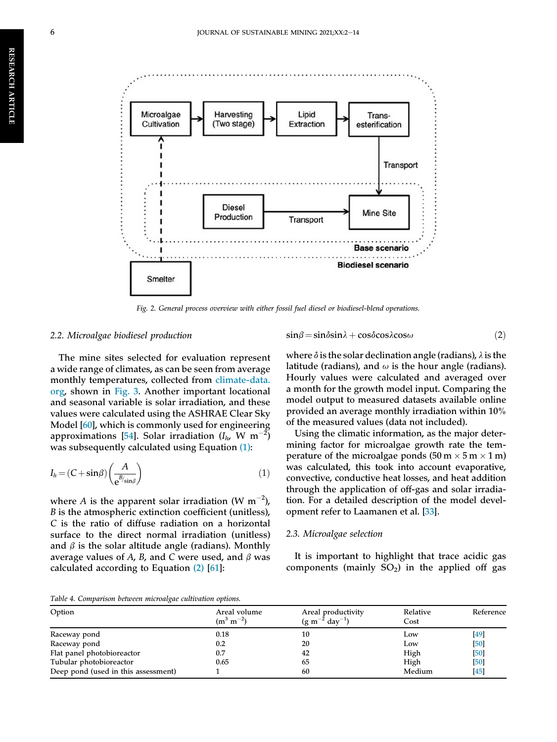Microalgae Cultivation

Harvesting (Two stage)

Lipid Extraction

Trans-esterification

Transport

Diesel Production

Transport

Mine Site

Base scenario

Biodiesel scenario

Smelter

*Fig. 2. General process overview with either fossil fuel diesel or biodiesel-blend operations.*

### *2.2. Microalgae biodiesel production*

The mine sites selected for evaluation represent a wide range of climates, as can be seen from average monthly temperatures, collected from climate-data.org, shown in Fig. 3. Another important locational and seasonal variable is solar irradiation, and these values were calculated using the ASHRAE Clear Sky Model [60], which is commonly used for engineering approximations [54]. Solar irradiation ($I_h$, W $m^{-2}$) was subsequently calculated using Equation (1):

$$I_h = (C + \sin\beta)\left(\frac{A}{e^{B/\sin\beta}}\right) \tag{1}$$

where $A$ is the apparent solar irradiation (W $m^{-2}$), $B$ is the atmospheric extinction coefficient (unitless), $C$ is the ratio of diffuse radiation on a horizontal surface to the direct normal irradiation (unitless) and $\beta$ is the solar altitude angle (radians). Monthly average values of $A$, $B$, and $C$ were used, and $\beta$ was calculated according to Equation (2) [61]:

$$\sin\beta = \sin\delta\sin\lambda + \cos\delta\cos\lambda\cos\omega \tag{2}$$

where $\delta$ is the solar declination angle (radians), $\lambda$ is the latitude (radians), and $\omega$ is the hour angle (radians). Hourly values were calculated and averaged over a month for the growth model input. Comparing the model output to measured datasets available online provided an average monthly irradiation within 10% of the measured values (data not included).

Using the climatic information, as the major determining factor for microalgae growth rate the temperature of the microalgae ponds (50 m × 5 m × 1 m) was calculated, this took into account evaporative, convective, conductive heat losses, and heat addition through the application of off-gas and solar irradiation. For a detailed description of the model development refer to Laamanen et al. [33].

### *2.3. Microalgae selection*

It is important to highlight that trace acidic gas components (mainly $SO_2$) in the applied off gas

*Table 4. Comparison between microalgae cultivation options.*

| Option | Areal volume ($m^3$ $m^{-2}$) | Areal productivity (g $m^{-2}$ $day^{-1}$) | Relative Cost | Reference |
|---|---|---|---|---|
| Raceway pond | 0.18 | 10 | Low | [49] |
| Raceway pond | 0.2 | 20 | Low | [50] |
| Flat panel photobioreactor | 0.7 | 42 | High | [50] |
| Tubular photobioreactor | 0.65 | 65 | High | [50] |
| Deep pond (used in this assessment) | 1 | 60 | Medium | [45] |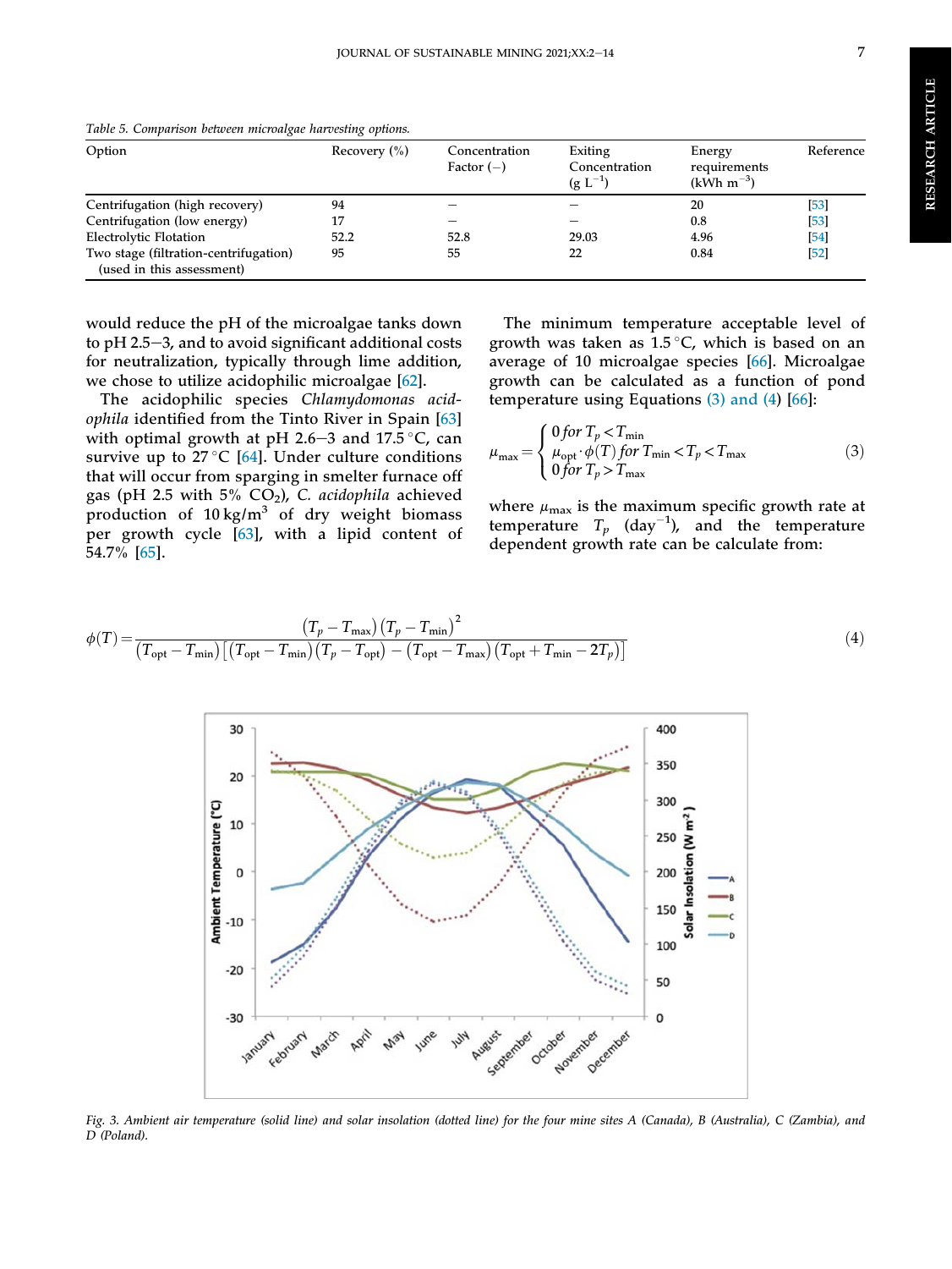Table 5. Comparison between microalgae harvesting options.

| Option | Recovery (%) | Concentration Factor (−) | Exiting Concentration (g $L^{-1}$) | Energy requirements (kWh $m^{-3}$) | Reference |
|---|---|---|---|---|---|
| Centrifugation (high recovery) | 94 | – | – | 20 | [53] |
| Centrifugation (low energy) | 17 | – | – | 0.8 | [53] |
| Electrolytic Flotation | 52.2 | 52.8 | 29.03 | 4.96 | [54] |
| Two stage (filtration-centrifugation) (used in this assessment) | 95 | 55 | 22 | 0.84 | [52] |

would reduce the pH of the microalgae tanks down to pH 2.5–3, and to avoid significant additional costs for neutralization, typically through lime addition, we chose to utilize acidophilic microalgae [62].

The acidophilic species *Chlamydomonas acidophila* identified from the Tinto River in Spain [63] with optimal growth at pH 2.6–3 and 17.5 °C, can survive up to 27 °C [64]. Under culture conditions that will occur from sparging in smelter furnace off gas (pH 2.5 with 5% $CO_2$), *C. acidophila* achieved production of 10 kg/$m^3$ of dry weight biomass per growth cycle [63], with a lipid content of 54.7% [65].

The minimum temperature acceptable level of growth was taken as 1.5 °C, which is based on an average of 10 microalgae species [66]. Microalgae growth can be calculated as a function of pond temperature using Equations (3) and (4) [66]:

$$\mu_{max} = \begin{cases} 0 \text{ for } T_p < T_{min} \\ \mu_{opt} \cdot \phi(T) \text{ for } T_{min} < T_p < T_{max} \\ 0 \text{ for } T_p > T_{max} \end{cases} \tag{3}$$

where $\mu_{max}$ is the maximum specific growth rate at temperature $T_p$ ($day^{-1}$), and the temperature dependent growth rate can be calculate from:

$$\phi(T) = \frac{(T_p - T_{max})(T_p - T_{min})^2}{(T_{opt} - T_{min})\left[(T_{opt} - T_{min})(T_p - T_{opt}) - (T_{opt} - T_{max})(T_{opt} + T_{min} - 2T_p)\right]} \tag{4}$$

Ambient Temperature (°C)
30
20
10
0
-10
-20
-30
Solar Insolation (W m⁻²)
400
350
300
250
200
150
100
50
0
January February March April May June July August September October November December
A
B
C
D

Fig. 3. Ambient air temperature (solid line) and solar insolation (dotted line) for the four mine sites A (Canada), B (Australia), C (Zambia), and D (Poland).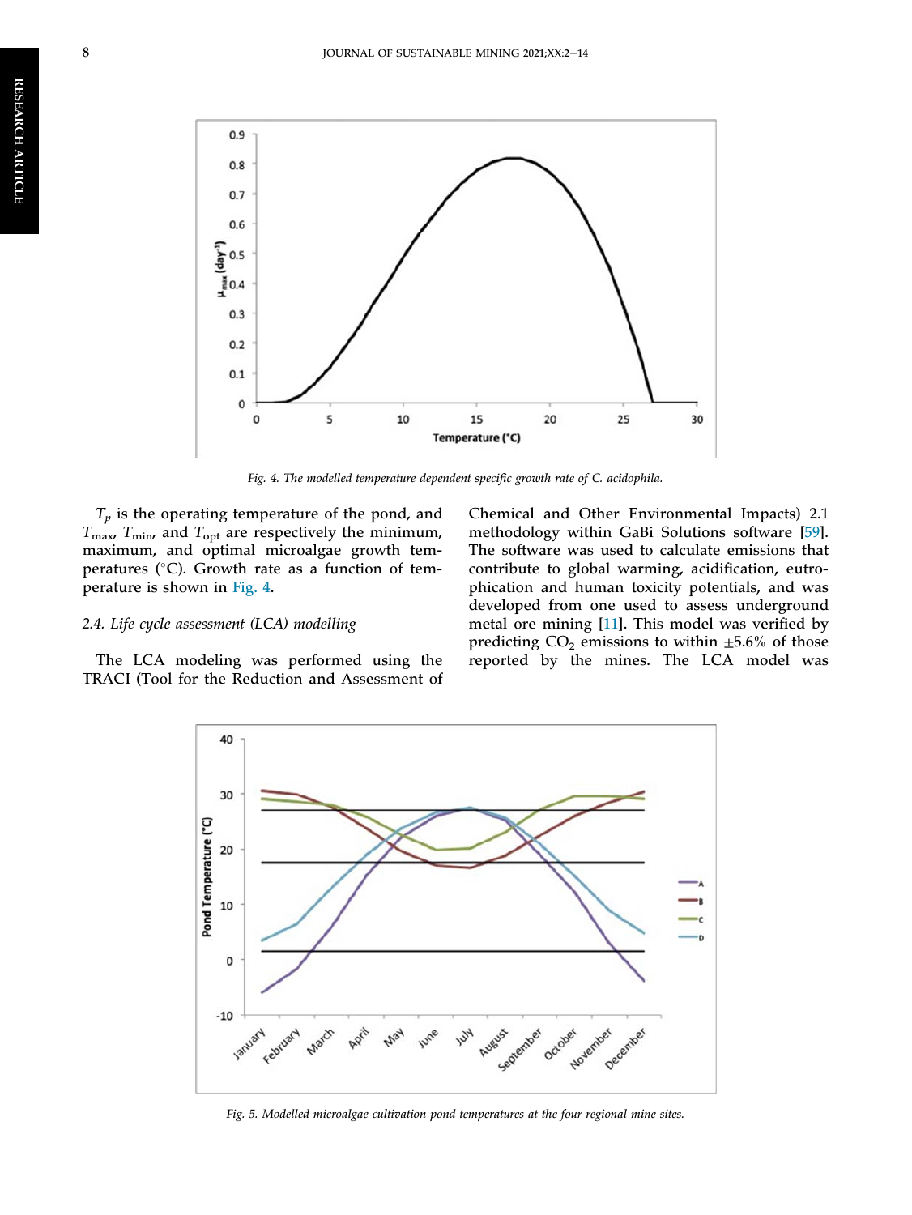0.9
0.8
0.7
0.6
0.5
0.4
0.3
0.2
0.1
0
$\mu_{max}$ (day$^{-1}$)
0
5
10
15
20
25
30
Temperature (°C)

Fig. 4. The modelled temperature dependent specific growth rate of C. acidophila.

$T_p$ is the operating temperature of the pond, and $T_{max}$, $T_{min}$, and $T_{opt}$ are respectively the minimum, maximum, and optimal microalgae growth temperatures (°C). Growth rate as a function of temperature is shown in Fig. 4.

### 2.4. Life cycle assessment (LCA) modelling

The LCA modeling was performed using the TRACI (Tool for the Reduction and Assessment of Chemical and Other Environmental Impacts) 2.1 methodology within GaBi Solutions software [59]. The software was used to calculate emissions that contribute to global warming, acidification, eutrophication and human toxicity potentials, and was developed from one used to assess underground metal ore mining [11]. This model was verified by predicting $CO_2$ emissions to within ±5.6% of those reported by the mines. The LCA model was

40
30
20
10
0
-10
Pond Temperature (°C)
January
February
March
April
May
June
July
August
September
October
November
December
A
B
C
D

Fig. 5. Modelled microalgae cultivation pond temperatures at the four regional mine sites.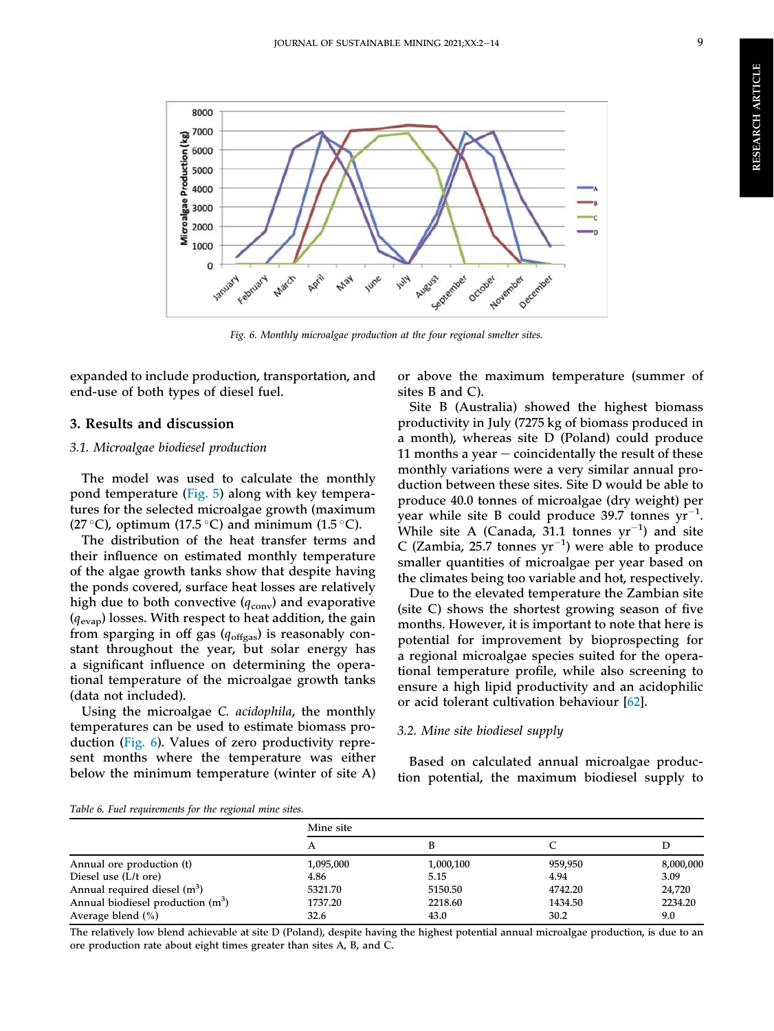Microalgae Production (kg)

8000
7000
6000
5000
4000
3000
2000
1000
0

January February March April May June July August September October November December

A
B
C
D

*Fig. 6. Monthly microalgae production at the four regional smelter sites.*

expanded to include production, transportation, and end-use of both types of diesel fuel.

## 3. Results and discussion

### 3.1. Microalgae biodiesel production

The model was used to calculate the monthly pond temperature (Fig. 5) along with key temperatures for the selected microalgae growth (maximum (27 °C), optimum (17.5 °C) and minimum (1.5 °C).

The distribution of the heat transfer terms and their influence on estimated monthly temperature of the algae growth tanks show that despite having the ponds covered, surface heat losses are relatively high due to both convective ($q_{conv}$) and evaporative ($q_{evap}$) losses. With respect to heat addition, the gain from sparging in off gas ($q_{offgas}$) is reasonably constant throughout the year, but solar energy has a significant influence on determining the operational temperature of the microalgae growth tanks (data not included).

Using the microalgae *C. acidophila*, the monthly temperatures can be used to estimate biomass production (Fig. 6). Values of zero productivity represent months where the temperature was either below the minimum temperature (winter of site A) or above the maximum temperature (summer of sites B and C).

Site B (Australia) showed the highest biomass productivity in July (7275 kg of biomass produced in a month), whereas site D (Poland) could produce 11 months a year − coincidentally the result of these monthly variations were a very similar annual production between these sites. Site D would be able to produce 40.0 tonnes of microalgae (dry weight) per year while site B could produce 39.7 tonnes $yr^{-1}$. While site A (Canada, 31.1 tonnes $yr^{-1}$) and site C (Zambia, 25.7 tonnes $yr^{-1}$) were able to produce smaller quantities of microalgae per year based on the climates being too variable and hot, respectively.

Due to the elevated temperature the Zambian site (site C) shows the shortest growing season of five months. However, it is important to note that here is potential for improvement by bioprospecting for a regional microalgae species suited for the operational temperature profile, while also screening to ensure a high lipid productivity and an acidophilic or acid tolerant cultivation behaviour [62].

### 3.2. Mine site biodiesel supply

Based on calculated annual microalgae production potential, the maximum biodiesel supply to

Table 6. Fuel requirements for the regional mine sites.

| | Mine site | | | |
|---|---|---|---|---|
| | A | B | C | D |
| Annual ore production (t) | 1,095,000 | 1,000,100 | 959,950 | 8,000,000 |
| Diesel use (L/t ore) | 4.86 | 5.15 | 4.94 | 3.09 |
| Annual required diesel ($m^3$) | 5321.70 | 5150.50 | 4742.20 | 24,720 |
| Annual biodiesel production ($m^3$) | 1737.20 | 2218.60 | 1434.50 | 2234.20 |
| Average blend (%) | 32.6 | 43.0 | 30.2 | 9.0 |

The relatively low blend achievable at site D (Poland), despite having the highest potential annual microalgae production, is due to an ore production rate about eight times greater than sites A, B, and C.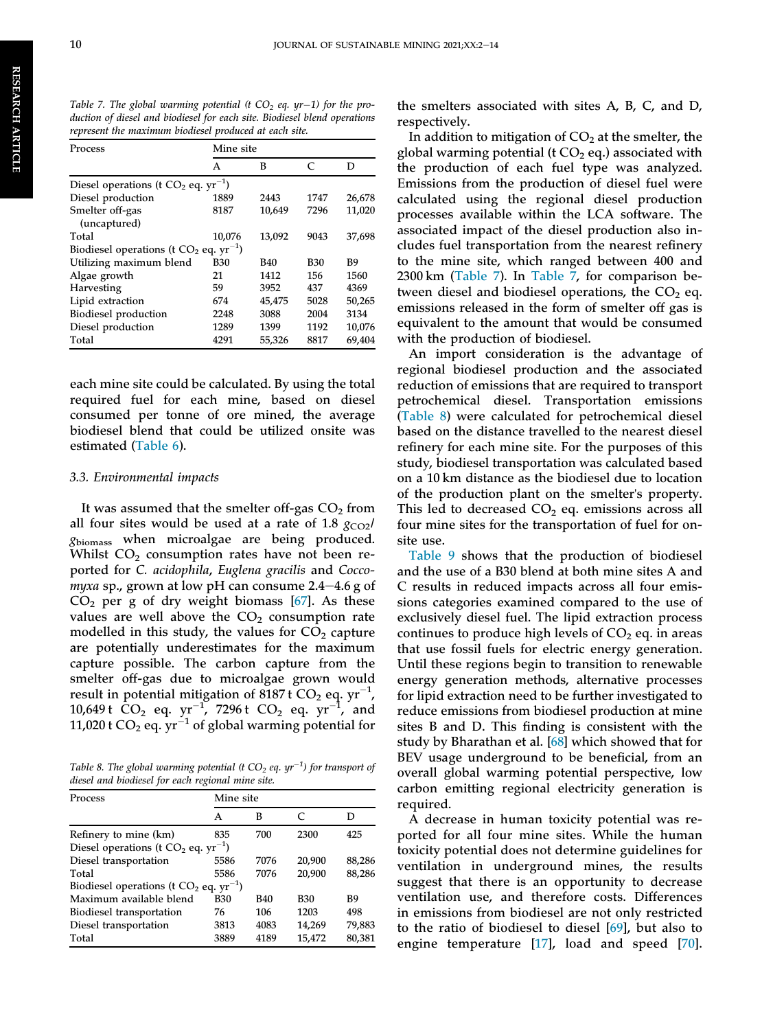Table 7. The global warming potential (t $CO_2$ eq. $yr^{-1}$) for the production of diesel and biodiesel for each site. Biodiesel blend operations represent the maximum biodiesel produced at each site.

| Process | Mine site | | | |
|---|---|---|---|---|
| | A | B | C | D |
| Diesel operations (t $CO_2$ eq. $yr^{-1}$) | | | | |
| Diesel production | 1889 | 2443 | 1747 | 26,678 |
| Smelter off-gas (uncaptured) | 8187 | 10,649 | 7296 | 11,020 |
| Total | 10,076 | 13,092 | 9043 | 37,698 |
| Biodiesel operations (t $CO_2$ eq. $yr^{-1}$) | | | | |
| Utilizing maximum blend | B30 | B40 | B30 | B9 |
| Algae growth | 21 | 1412 | 156 | 1560 |
| Harvesting | 59 | 3952 | 437 | 4369 |
| Lipid extraction | 674 | 45,475 | 5028 | 50,265 |
| Biodiesel production | 2248 | 3088 | 2004 | 3134 |
| Diesel production | 1289 | 1399 | 1192 | 10,076 |
| Total | 4291 | 55,326 | 8817 | 69,404 |

each mine site could be calculated. By using the total required fuel for each mine, based on diesel consumed per tonne of ore mined, the average biodiesel blend that could be utilized onsite was estimated (Table 6).

### 3.3. Environmental impacts

It was assumed that the smelter off-gas $CO_2$ from all four sites would be used at a rate of 1.8 $g_{CO2}/g_{biomass}$ when microalgae are being produced. Whilst $CO_2$ consumption rates have not been reported for *C. acidophila*, *Euglena gracilis* and *Coccomyxa* sp., grown at low pH can consume 2.4–4.6 g of $CO_2$ per g of dry weight biomass [67]. As these values are well above the $CO_2$ consumption rate modelled in this study, the values for $CO_2$ capture are potentially underestimates for the maximum capture possible. The carbon capture from the smelter off-gas due to microalgae grown would result in potential mitigation of 8187 t $CO_2$ eq. $yr^{-1}$, 10,649 t $CO_2$ eq. $yr^{-1}$, 7296 t $CO_2$ eq. $yr^{-1}$, and 11,020 t $CO_2$ eq. $yr^{-1}$ of global warming potential for the smelters associated with sites A, B, C, and D, respectively.

In addition to mitigation of $CO_2$ at the smelter, the global warming potential (t $CO_2$ eq.) associated with the production of each fuel type was analyzed. Emissions from the production of diesel fuel were calculated using the regional diesel production processes available within the LCA software. The associated impact of the diesel production also includes fuel transportation from the nearest refinery to the mine site, which ranged between 400 and 2300 km (Table 7). In Table 7, for comparison between diesel and biodiesel operations, the $CO_2$ eq. emissions released in the form of smelter off gas is equivalent to the amount that would be consumed with the production of biodiesel.

An import consideration is the advantage of regional biodiesel production and the associated reduction of emissions that are required to transport petrochemical diesel. Transportation emissions (Table 8) were calculated for petrochemical diesel based on the distance travelled to the nearest diesel refinery for each mine site. For the purposes of this study, biodiesel transportation was calculated based on a 10 km distance as the biodiesel due to location of the production plant on the smelter's property. This led to decreased $CO_2$ eq. emissions across all four mine sites for the transportation of fuel for onsite use.

Table 9 shows that the production of biodiesel and the use of a B30 blend at both mine sites A and C results in reduced impacts across all four emissions categories examined compared to the use of exclusively diesel fuel. The lipid extraction process continues to produce high levels of $CO_2$ eq. in areas that use fossil fuels for electric energy generation. Until these regions begin to transition to renewable energy generation methods, alternative processes for lipid extraction need to be further investigated to reduce emissions from biodiesel production at mine sites B and D. This finding is consistent with the study by Bharathan et al. [68] which showed that for BEV usage underground to be beneficial, from an overall global warming potential perspective, low carbon emitting regional electricity generation is required.

A decrease in human toxicity potential was reported for all four mine sites. While the human toxicity potential does not determine guidelines for ventilation in underground mines, the results suggest that there is an opportunity to decrease ventilation use, and therefore costs. Differences in emissions from biodiesel are not only restricted to the ratio of biodiesel to diesel [69], but also to engine temperature [17], load and speed [70].

Table 8. The global warming potential (t $CO_2$ eq. $yr^{-1}$) for transport of diesel and biodiesel for each regional mine site.

| Process | Mine site | | | |
|---|---|---|---|---|
| | A | B | C | D |
| Refinery to mine (km) | 835 | 700 | 2300 | 425 |
| Diesel operations (t $CO_2$ eq. $yr^{-1}$) | | | | |
| Diesel transportation | 5586 | 7076 | 20,900 | 88,286 |
| Total | 5586 | 7076 | 20,900 | 88,286 |
| Biodiesel operations (t $CO_2$ eq. $yr^{-1}$) | | | | |
| Maximum available blend | B30 | B40 | B30 | B9 |
| Biodiesel transportation | 76 | 106 | 1203 | 498 |
| Diesel transportation | 3813 | 4083 | 14,269 | 79,883 |
| Total | 3889 | 4189 | 15,472 | 80,381 |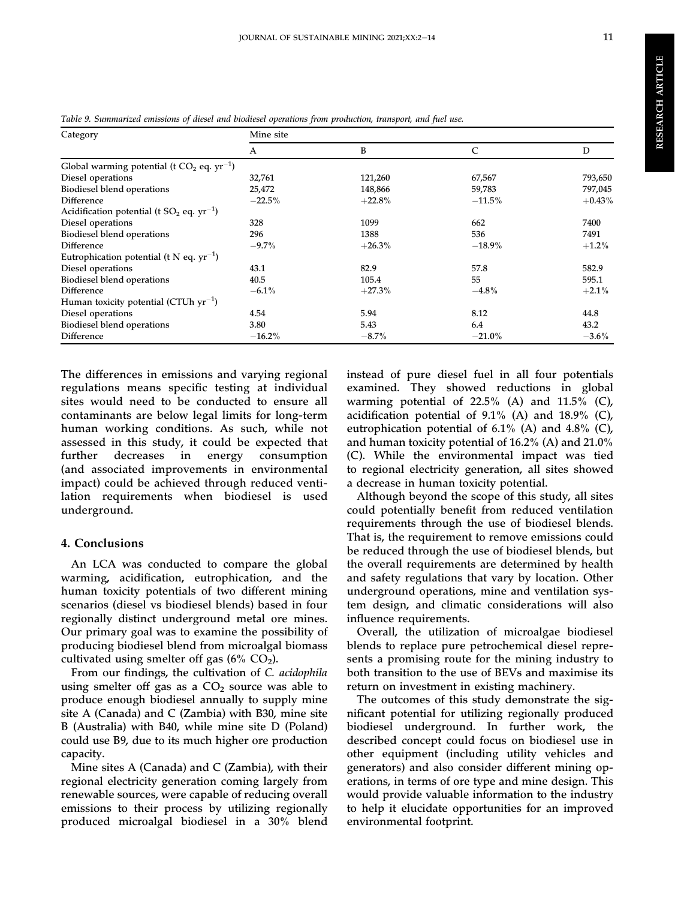Table 9. Summarized emissions of diesel and biodiesel operations from production, transport, and fuel use.

| Category | Mine site | | | |
| --- | --- | --- | --- | --- |
| | A | B | C | D |
| Global warming potential (t $CO_2$ eq. $yr^{-1}$) | | | | |
| Diesel operations | 32,761 | 121,260 | 67,567 | 793,650 |
| Biodiesel blend operations | 25,472 | 148,866 | 59,783 | 797,045 |
| Difference | −22.5% | +22.8% | −11.5% | +0.43% |
| Acidification potential (t $SO_2$ eq. $yr^{-1}$) | | | | |
| Diesel operations | 328 | 1099 | 662 | 7400 |
| Biodiesel blend operations | 296 | 1388 | 536 | 7491 |
| Difference | −9.7% | +26.3% | −18.9% | +1.2% |
| Eutrophication potential (t N eq. $yr^{-1}$) | | | | |
| Diesel operations | 43.1 | 82.9 | 57.8 | 582.9 |
| Biodiesel blend operations | 40.5 | 105.4 | 55 | 595.1 |
| Difference | −6.1% | +27.3% | −4.8% | +2.1% |
| Human toxicity potential (CTUh $yr^{-1}$) | | | | |
| Diesel operations | 4.54 | 5.94 | 8.12 | 44.8 |
| Biodiesel blend operations | 3.80 | 5.43 | 6.4 | 43.2 |
| Difference | −16.2% | −8.7% | −21.0% | −3.6% |

The differences in emissions and varying regional regulations means specific testing at individual sites would need to be conducted to ensure all contaminants are below legal limits for long-term human working conditions. As such, while not assessed in this study, it could be expected that further decreases in energy consumption (and associated improvements in environmental impact) could be achieved through reduced ventilation requirements when biodiesel is used underground.

## 4. Conclusions

An LCA was conducted to compare the global warming, acidification, eutrophication, and the human toxicity potentials of two different mining scenarios (diesel vs biodiesel blends) based in four regionally distinct underground metal ore mines. Our primary goal was to examine the possibility of producing biodiesel blend from microalgal biomass cultivated using smelter off gas (6% $CO_2$).

From our findings, the cultivation of *C. acidophila* using smelter off gas as a $CO_2$ source was able to produce enough biodiesel annually to supply mine site A (Canada) and C (Zambia) with B30, mine site B (Australia) with B40, while mine site D (Poland) could use B9, due to its much higher ore production capacity.

Mine sites A (Canada) and C (Zambia), with their regional electricity generation coming largely from renewable sources, were capable of reducing overall emissions to their process by utilizing regionally produced microalgal biodiesel in a 30% blend instead of pure diesel fuel in all four potentials examined. They showed reductions in global warming potential of 22.5% (A) and 11.5% (C), acidification potential of 9.1% (A) and 18.9% (C), eutrophication potential of 6.1% (A) and 4.8% (C), and human toxicity potential of 16.2% (A) and 21.0% (C). While the environmental impact was tied to regional electricity generation, all sites showed a decrease in human toxicity potential.

Although beyond the scope of this study, all sites could potentially benefit from reduced ventilation requirements through the use of biodiesel blends. That is, the requirement to remove emissions could be reduced through the use of biodiesel blends, but the overall requirements are determined by health and safety regulations that vary by location. Other underground operations, mine and ventilation system design, and climatic considerations will also influence requirements.

Overall, the utilization of microalgae biodiesel blends to replace pure petrochemical diesel represents a promising route for the mining industry to both transition to the use of BEVs and maximise its return on investment in existing machinery.

The outcomes of this study demonstrate the significant potential for utilizing regionally produced biodiesel underground. In further work, the described concept could focus on biodiesel use in other equipment (including utility vehicles and generators) and also consider different mining operations, in terms of ore type and mine design. This would provide valuable information to the industry to help it elucidate opportunities for an improved environmental footprint.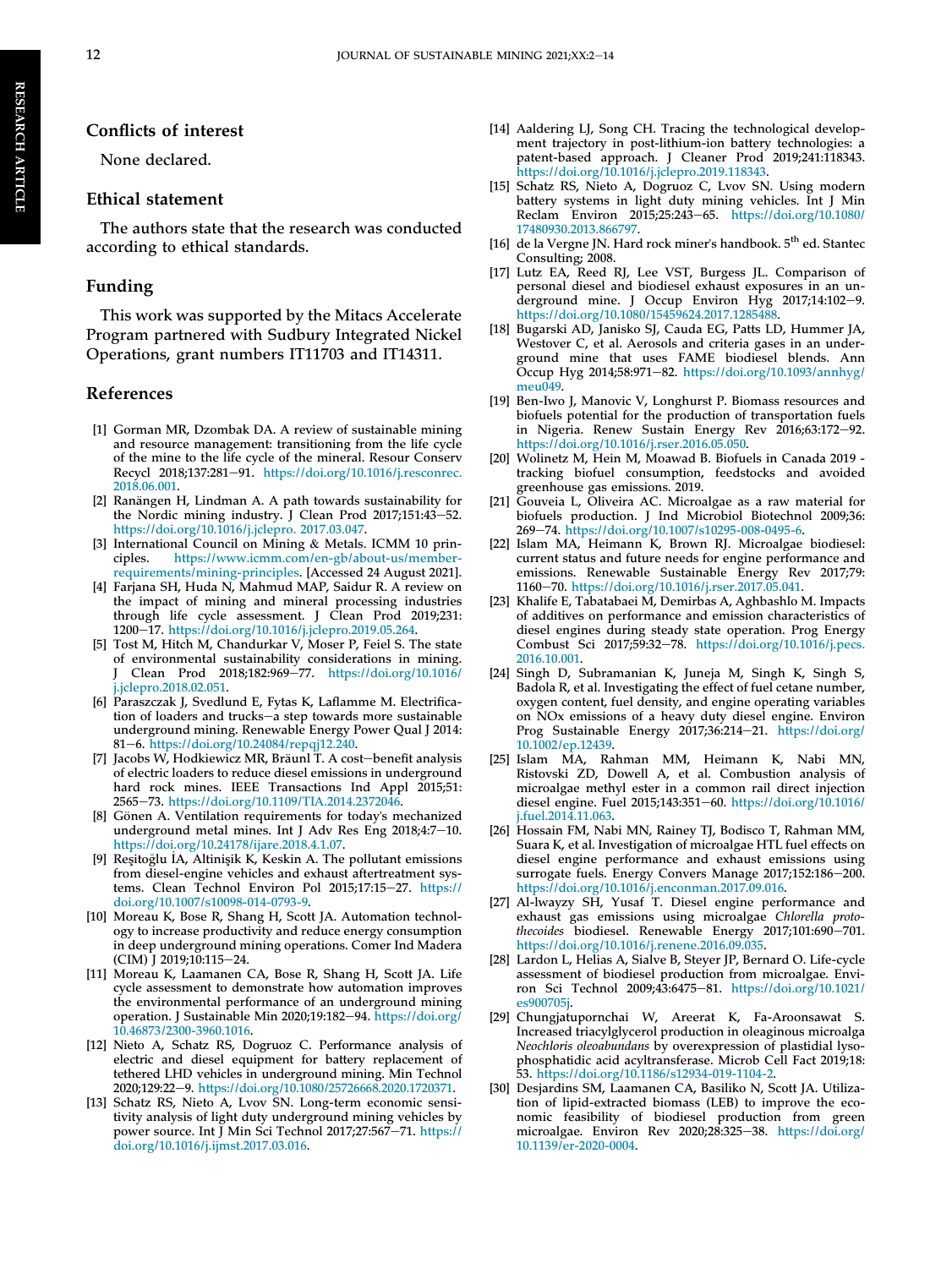## Conflicts of interest

None declared.

## Ethical statement

The authors state that the research was conducted according to ethical standards.

## Funding

This work was supported by the Mitacs Accelerate Program partnered with Sudbury Integrated Nickel Operations, grant numbers IT11703 and IT14311.

## References

[1] Gorman MR, Dzombak DA. A review of sustainable mining and resource management: transitioning from the life cycle of the mine to the life cycle of the mineral. Resour Conserv Recycl 2018;137:281–91. https://doi.org/10.1016/j.resconrec.2018.06.001.

[2] Ranängen H, Lindman A. A path towards sustainability for the Nordic mining industry. J Clean Prod 2017;151:43–52. https://doi.org/10.1016/j.jclepro. 2017.03.047.

[3] International Council on Mining & Metals. ICMM 10 principles. https://www.icmm.com/en-gb/about-us/member-requirements/mining-principles. [Accessed 24 August 2021].

[4] Farjana SH, Huda N, Mahmud MAP, Saidur R. A review on the impact of mining and mineral processing industries through life cycle assessment. J Clean Prod 2019;231:1200–17. https://doi.org/10.1016/j.jclepro.2019.05.264.

[5] Tost M, Hitch M, Chandurkar V, Moser P, Feiel S. The state of environmental sustainability considerations in mining. J Clean Prod 2018;182:969–77. https://doi.org/10.1016/j.jclepro.2018.02.051.

[6] Paraszczak J, Svedlund E, Fytas K, Laflamme M. Electrification of loaders and trucks—a step towards more sustainable underground mining. Renewable Energy Power Qual J 2014: 81–6. https://doi.org/10.24084/repqj12.240.

[7] Jacobs W, Hodkiewicz MR, Bräunl T. A cost–benefit analysis of electric loaders to reduce diesel emissions in underground hard rock mines. IEEE Transactions Ind Appl 2015;51: 2565–73. https://doi.org/10.1109/TIA.2014.2372046.

[8] Gönen A. Ventilation requirements for today's mechanized underground metal mines. Int J Adv Res Eng 2018;4:7–10. https://doi.org/10.24178/ijare.2018.4.1.07.

[9] Reşitoğlu İA, Altinişik K, Keskin A. The pollutant emissions from diesel-engine vehicles and exhaust aftertreatment systems. Clean Technol Environ Pol 2015;17:15–27. https://doi.org/10.1007/s10098-014-0793-9.

[10] Moreau K, Bose R, Shang H, Scott JA. Automation technology to increase productivity and reduce energy consumption in deep underground mining operations. Comer Ind Madera (CIM) J 2019;10:115–24.

[11] Moreau K, Laamanen CA, Bose R, Shang H, Scott JA. Life cycle assessment to demonstrate how automation improves the environmental performance of an underground mining operation. J Sustainable Min 2020;19:182–94. https://doi.org/10.46873/2300-3960.1016.

[12] Nieto A, Schatz RS, Dogruoz C. Performance analysis of electric and diesel equipment for battery replacement of tethered LHD vehicles in underground mining. Min Technol 2020;129:22–9. https://doi.org/10.1080/25726668.2020.1720371.

[13] Schatz RS, Nieto A, Lvov SN. Long-term economic sensitivity analysis of light duty underground mining vehicles by power source. Int J Min Sci Technol 2017;27:567–71. https://doi.org/10.1016/j.ijmst.2017.03.016.

[14] Aaldering LJ, Song CH. Tracing the technological development trajectory in post-lithium-ion battery technologies: a patent-based approach. J Cleaner Prod 2019;241:118343. https://doi.org/10.1016/j.jclepro.2019.118343.

[15] Schatz RS, Nieto A, Dogruoz C, Lvov SN. Using modern battery systems in light duty mining vehicles. Int J Min Reclam Environ 2015;25:243–65. https://doi.org/10.1080/17480930.2013.866797.

[16] de la Vergne JN. Hard rock miner's handbook. 5th ed. Stantec Consulting; 2008.

[17] Lutz EA, Reed RJ, Lee VST, Burgess JL. Comparison of personal diesel and biodiesel exhaust exposures in an underground mine. J Occup Environ Hyg 2017;14:102–9. https://doi.org/10.1080/15459624.2017.1285488.

[18] Bugarski AD, Janisko SJ, Cauda EG, Patts LD, Hummer JA, Westover C, et al. Aerosols and criteria gases in an underground mine that uses FAME biodiesel blends. Ann Occup Hyg 2014;58:971–82. https://doi.org/10.1093/annhyg/meu049.

[19] Ben-Iwo J, Manovic V, Longhurst P. Biomass resources and biofuels potential for the production of transportation fuels in Nigeria. Renew Sustain Energy Rev 2016;63:172–92. https://doi.org/10.1016/j.rser.2016.05.050.

[20] Wolinetz M, Hein M, Moawad B. Biofuels in Canada 2019 - tracking biofuel consumption, feedstocks and avoided greenhouse gas emissions. 2019.

[21] Gouveia L, Oliveira AC. Microalgae as a raw material for biofuels production. J Ind Microbiol Biotechnol 2009;36: 269–74. https://doi.org/10.1007/s10295-008-0495-6.

[22] Islam MA, Heimann K, Brown RJ. Microalgae biodiesel: current status and future needs for engine performance and emissions. Renewable Sustainable Energy Rev 2017;79: 1160–70. https://doi.org/10.1016/j.rser.2017.05.041.

[23] Khalife E, Tabatabaei M, Demirbas A, Aghbashlo M. Impacts of additives on performance and emission characteristics of diesel engines during steady state operation. Prog Energy Combust Sci 2017;59:32–78. https://doi.org/10.1016/j.pecs.2016.10.001.

[24] Singh D, Subramanian K, Juneja M, Singh K, Singh S, Badola R, et al. Investigating the effect of fuel cetane number, oxygen content, fuel density, and engine operating variables on NOx emissions of a heavy duty diesel engine. Environ Prog Sustainable Energy 2017;36:214–21. https://doi.org/10.1002/ep.12439.

[25] Islam MA, Rahman MM, Heimann K, Nabi MN, Ristovski ZD, Dowell A, et al. Combustion analysis of microalgae methyl ester in a common rail direct injection diesel engine. Fuel 2015;143:351–60. https://doi.org/10.1016/j.fuel.2014.11.063.

[26] Hossain FM, Nabi MN, Rainey TJ, Bodisco T, Rahman MM, Suara K, et al. Investigation of microalgae HTL fuel effects on diesel engine performance and exhaust emissions using surrogate fuels. Energy Convers Manage 2017;152:186–200. https://doi.org/10.1016/j.enconman.2017.09.016.

[27] Al-lwayzy SH, Yusaf T. Diesel engine performance and exhaust gas emissions using microalgae *Chlorella protothecoides* biodiesel. Renewable Energy 2017;101:690–701. https://doi.org/10.1016/j.renene.2016.09.035.

[28] Lardon L, Helias A, Sialve B, Steyer JP, Bernard O. Life-cycle assessment of biodiesel production from microalgae. Environ Sci Technol 2009;43:6475–81. https://doi.org/10.1021/es900705j.

[29] Chungjatupornchai W, Areerat K, Fa-Aroonsawat S. Increased triacylglycerol production in oleaginous microalga *Neochloris oleoabundans* by overexpression of plastidial lysophosphatidic acid acyltransferase. Microb Cell Fact 2019;18: 53. https://doi.org/10.1186/s12934-019-1104-2.

[30] Desjardins SM, Laamanen CA, Basiliko N, Scott JA. Utilization of lipid-extracted biomass (LEB) to improve the economic feasibility of biodiesel production from green microalgae. Environ Rev 2020;28:325–38. https://doi.org/10.1139/er-2020-0004.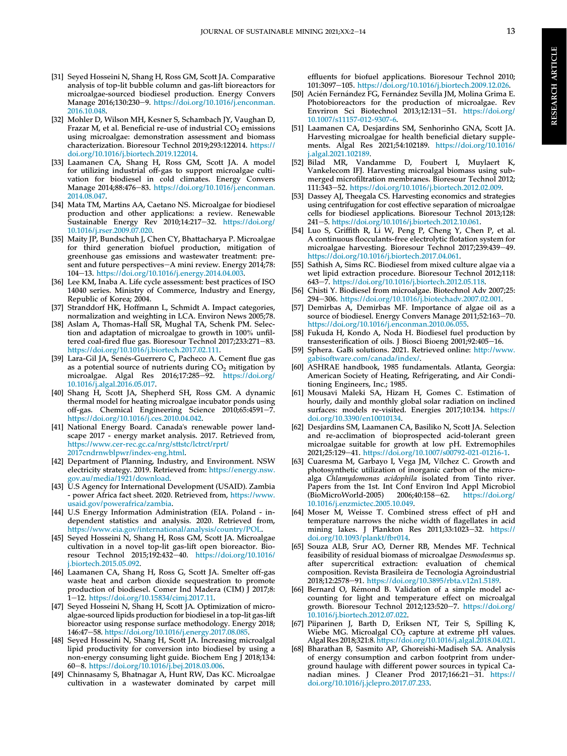[31] Seyed Hosseini N, Shang H, Ross GM, Scott JA. Comparative analysis of top-lit bubble column and gas-lift bioreactors for microalgae-sourced biodiesel production. Energy Convers Manage 2016;130:230−9. https://doi.org/10.1016/j.enconman.2016.10.048.

[32] Mohler D, Wilson MH, Kesner S, Schambach JY, Vaughan D, Frazar M, et al. Beneficial re-use of industrial $CO_2$ emissions using microalgae: demonstration assessment and biomass characterization. Bioresour Technol 2019;293:122014. https://doi.org/10.1016/j.biortech.2019.122014.

[33] Laamanen CA, Shang H, Ross GM, Scott JA. A model for utilizing industrial off-gas to support microalgae cultivation for biodiesel in cold climates. Energy Convers Manage 2014;88:476−83. https://doi.org/10.1016/j.enconman.2014.08.047.

[34] Mata TM, Martins AA, Caetano NS. Microalgae for biodiesel production and other applications: a review. Renewable Sustainable Energy Rev 2010;14:217−32. https://doi.org/10.1016/j.rser.2009.07.020.

[35] Maity JP, Bundschuh J, Chen CY, Bhattacharya P. Microalgae for third generation biofuel production, mitigation of greenhouse gas emissions and wastewater treatment: present and future perspectives−A mini review. Energy 2014;78:104−13. https://doi.org/10.1016/j.energy.2014.04.003.

[36] Lee KM, Inaba A. Life cycle assessment: best practices of ISO 14040 series. Ministry of Commerce, Industry and Energy, Republic of Korea; 2004.

[37] Stranddorf HK, Hoffmann L, Schmidt A. Impact categories, normalization and weighting in LCA. Environ News 2005;78.

[38] Aslam A, Thomas-Hall SR, Mughal TA, Schenk PM. Selection and adaptation of microalgae to growth in 100% unfiltered coal-fired flue gas. Bioresour Technol 2017;233:271−83. https://doi.org/10.1016/j.biortech.2017.02.111.

[39] Lara-Gil JA, Senés-Guerrero C, Pacheco A. Cement flue gas as a potential source of nutrients during $CO_2$ mitigation by microalgae. Algal Res 2016;17:285−92. https://doi.org/10.1016/j.algal.2016.05.017.

[40] Shang H, Scott JA, Shepherd SH, Ross GM. A dynamic thermal model for heating microalgae incubator ponds using off-gas. Chemical Engineering Science 2010;65:4591−7. https://doi.org/10.1016/j.ces.2010.04.042.

[41] National Energy Board. Canada's renewable power landscape 2017 - energy market analysis. 2017. Retrieved from, https://www.cer-rec.gc.ca/nrg/sttstc/lctrct/rprt/2017cndrnwblpwr/index-eng.html.

[42] Department of Planning, Industry, and Environment. NSW electricity strategy. 2019. Retrieved from: https://energy.nsw.gov.au/media/1921/download.

[43] U.S Agency for International Development (USAID). Zambia - power Africa fact sheet. 2020. Retrieved from, https://www.usaid.gov/powerafrica/zambia.

[44] U.S Energy Information Administration (EIA. Poland - independent statistics and analysis. 2020. Retrieved from, https://www.eia.gov/international/analysis/country/POL.

[45] Seyed Hosseini N, Shang H, Ross GM, Scott JA. Microalgae cultivation in a novel top-lit gas-lift open bioreactor. Bioresour Technol 2015;192:432−40. https://doi.org/10.1016/j.biortech.2015.05.092.

[46] Laamanen CA, Shang H, Ross G, Scott JA. Smelter off-gas waste heat and carbon dioxide sequestration to promote production of biodiesel. Comer Ind Madera (CIM) J 2017;8:1−12. https://doi.org/10.15834/cimj.2017.11.

[47] Seyed Hosseini N, Shang H, Scott JA. Optimization of microalgae-sourced lipids production for biodiesel in a top-lit gas-lift bioreactor using response surface methodology. Energy 2018;146:47−58. https://doi.org/10.1016/j.energy.2017.08.085.

[48] Seyed Hosseini N, Shang H, Scott JA. Increasing microalgal lipid productivity for conversion into biodiesel by using a non-energy consuming light guide. Biochem Eng J 2018;134:60−8. https://doi.org/10.1016/j.bej.2018.03.006.

[49] Chinnasamy S, Bhatnagar A, Hunt RW, Das KC. Microalgae cultivation in a wastewater dominated by carpet mill effluents for biofuel applications. Bioresour Technol 2010;101:3097−105. https://doi.org/10.1016/j.biortech.2009.12.026.

[50] Acién Fernández FG, Fernández Sevilla JM, Molina Grima E. Photobioreactors for the production of microalgae. Rev Envrviron Sci Biotechnol 2013;12:131−51. https://doi.org/10.1007/s11157-012-9307-6.

[51] Laamanen CA, Desjardins SM, Senhorinho GNA, Scott JA. Harvesting microalgae for health beneficial dietary supplements. Algal Res 2021;54:102189. https://doi.org/10.1016/j.algal.2021.102189.

[52] Bilad MR, Vandamme D, Foubert I, Muylaert K, Vankelecom IFJ. Harvesting microalgal biomass using submerged microfiltration membranes. Bioresour Technol 2012;111:343−52. https://doi.org/10.1016/j.biortech.2012.02.009.

[53] Dassey AJ, Theegala CS. Harvesting economics and strategies using centrifugation for cost effective separation of microalgae cells for biodiesel applications. Bioresour Technol 2013;128:241−5. https://doi.org/10.1016/j.biortech.2012.10.061.

[54] Luo S, Griffith R, Li W, Peng P, Cheng Y, Chen P, et al. A continuous flocculants-free electrolytic flotation system for microalgae harvesting. Bioresour Technol 2017;239:439−49. https://doi.org/10.1016/j.biortech.2017.04.061.

[55] Sathish A, Sims RC. Biodiesel from mixed culture algae via a wet lipid extraction procedure. Bioresour Technol 2012;118:643−7. https://doi.org/10.1016/j.biortech.2012.05.118.

[56] Chisti Y. Biodiesel from microalgae. Biotechnol Adv 2007;25:294−306. https://doi.org/10.1016/j.biotechadv.2007.02.001.

[57] Demirbas A, Demirbas MF. Importance of algae oil as a source of biodiesel. Energy Convers Manage 2011;52:163−70. https://doi.org/10.1016/j.enconman.2010.06.055.

[58] Fukuda H, Kondo A, Noda H. Biodiesel fuel production by transesterification of oils. J Biosci Bioeng 2001;92:405−16.

[59] Sphera. GaBi solutions. 2021. Retrieved online: http://www.gabisoftware.com/canada/index/.

[60] ASHRAE handbook, 1985 fundamentals. Atlanta, Georgia: American Society of Heating, Refrigerating, and Air Conditioning Engineers, Inc.; 1985.

[61] Mousavi Maleki SA, Hizam H, Gomes C. Estimation of hourly, daily and monthly global solar radiation on inclined surfaces: models re-visited. Energies 2017;10:134. https://doi.org/10.3390/en10010134.

[62] Desjardins SM, Laamanen CA, Basiliko N, Scott JA. Selection and re-acclimation of bioprospected acid-tolerant green microalgae suitable for growth at low pH. Extremophiles 2021;25:129−41. https://doi.org/10.1007/s00792-021-01216-1.

[63] Cuaresma M, Garbayo I, Vega JM, Vílchez C. Growth and photosynthetic utilization of inorganic carbon of the microalga *Chlamydomonas acidophila* isolated from Tinto river. Papers from the 1st. Int Conf Environ Ind Appl Microbiol (BioMicroWorld-2005) 2006;40:158−62. https://doi.org/10.1016/j.enzmictec.2005.10.049.

[64] Moser M, Weisse T. Combined stress effect of pH and temperature narrows the niche width of flagellates in acid mining lakes. J Plankton Res 2011;33:1023−32. https://doi.org/10.1093/plankt/fbr014.

[65] Souza ALB, Srur AO, Derner RB, Mendes MF. Technical feasibility of residual biomass of microalgae *Desmodesmus* sp. after supercritical extraction: evaluation of chemical composition. Revista Brasileira de Tecnologia Agroindustrial 2018;12:2578−91. https://doi.org/10.3895/rbta.v12n1.5189.

[66] Bernard O, Rémond B. Validation of a simple model accounting for light and temperature effect on microalgal growth. Bioresour Technol 2012;123:520−7. https://doi.org/10.1016/j.biortech.2012.07.022.

[67] Piiparinen J, Barth D, Eriksen NT, Teir S, Spilling K, Wiebe MG. Microalgal $CO_2$ capture at extreme pH values. Algal Res 2018;321:8. https://doi.org/10.1016/j.algal.2018.04.021.

[68] Bharathan B, Sasmito AP, Ghoreishi-Madiseh SA. Analysis of energy consumption and carbon footprint from underground haulage with different power sources in typical Canadian mines. J Cleaner Prod 2017;166:21−31. https://doi.org/10.1016/j.jclepro.2017.07.233.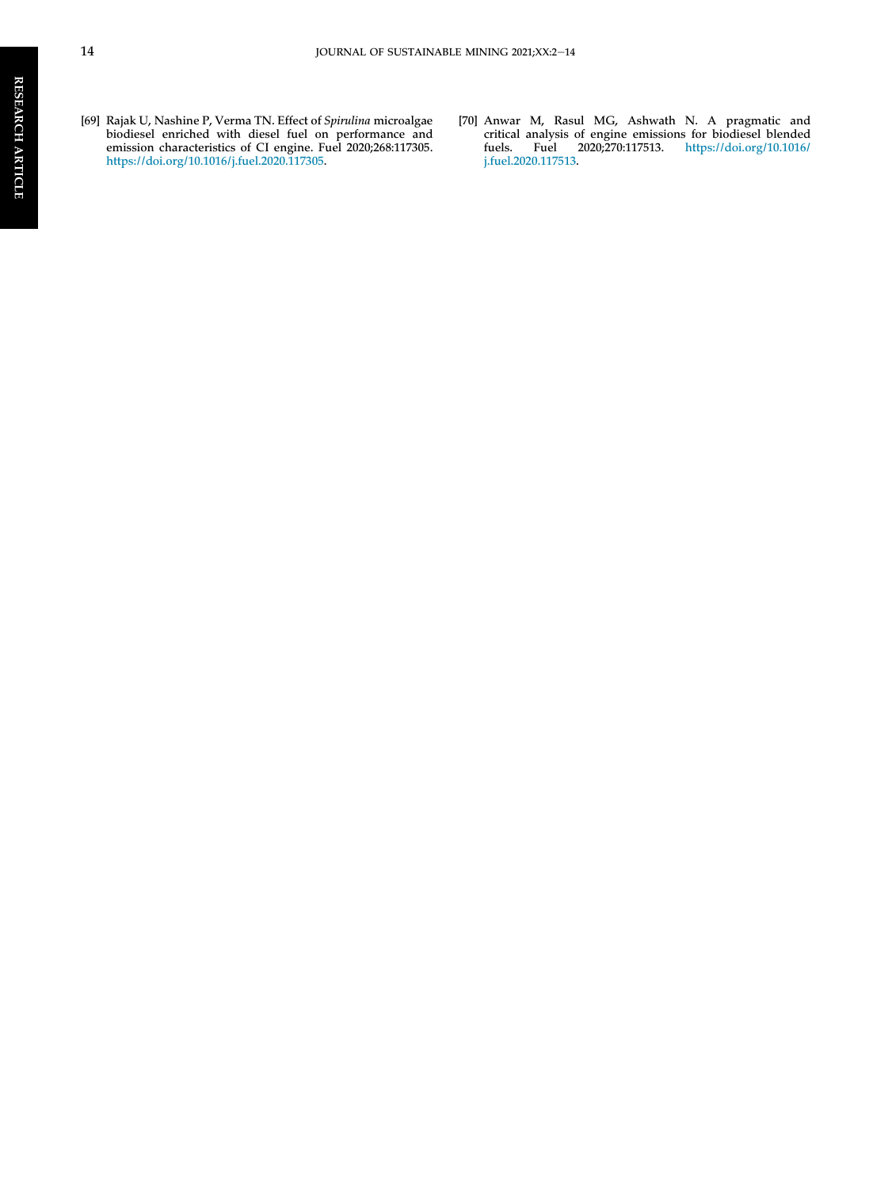[69] Rajak U, Nashine P, Verma TN. Effect of *Spirulina* microalgae biodiesel enriched with diesel fuel on performance and emission characteristics of CI engine. Fuel 2020;268:117305. https://doi.org/10.1016/j.fuel.2020.117305.

[70] Anwar M, Rasul MG, Ashwath N. A pragmatic and critical analysis of engine emissions for biodiesel blended fuels. Fuel 2020;270:117513. https://doi.org/10.1016/j.fuel.2020.117513.